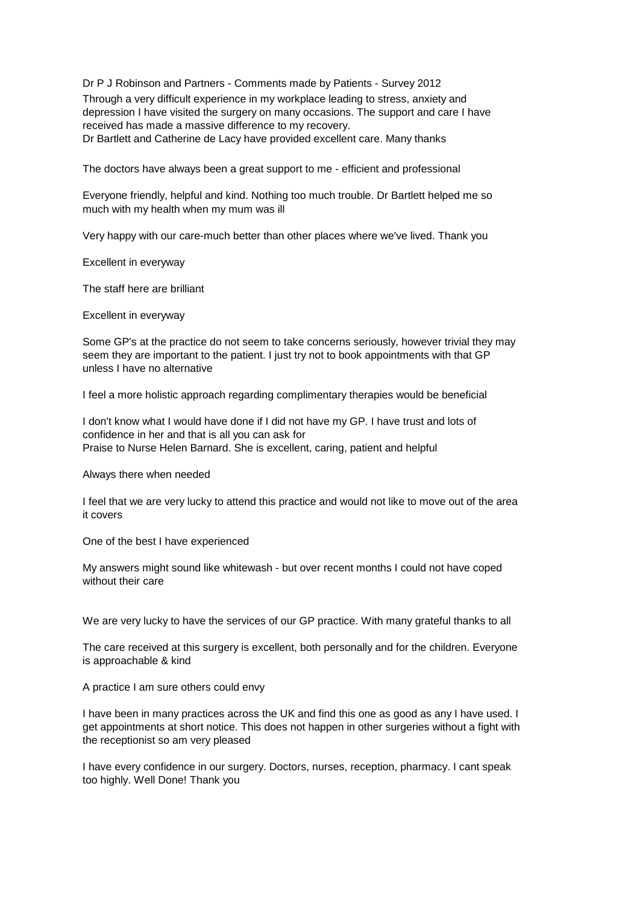Dr P J Robinson and Partners - Comments made by Patients - Survey 2012

Through a very difficult experience in my workplace leading to stress, anxiety and depression I have visited the surgery on many occasions. The support and care I have received has made a massive difference to my recovery.
Dr Bartlett and Catherine de Lacy have provided excellent care. Many thanks

The doctors have always been a great support to me - efficient and professional

Everyone friendly, helpful and kind. Nothing too much trouble. Dr Bartlett helped me so much with my health when my mum was ill

Very happy with our care-much better than other places where we've lived. Thank you

Excellent in everyway

The staff here are brilliant

Excellent in everyway

Some GP's at the practice do not seem to take concerns seriously, however trivial they may seem they are important to the patient. I just try not to book appointments with that GP unless I have no alternative

I feel a more holistic approach regarding complimentary therapies would be beneficial

I don't know what I would have done if I did not have my GP. I have trust and lots of confidence in her and that is all you can ask for
Praise to Nurse Helen Barnard. She is excellent, caring, patient and helpful

Always there when needed

I feel that we are very lucky to attend this practice and would not like to move out of the area it covers

One of the best I have experienced

My answers might sound like whitewash - but over recent months I could not have coped without their care

We are very lucky to have the services of our GP practice. With many grateful thanks to all

The care received at this surgery is excellent, both personally and for the children. Everyone is approachable & kind

A practice I am sure others could envy

I have been in many practices across the UK and find this one as good as any I have used. I get appointments at short notice. This does not happen in other surgeries without a fight with the receptionist so am very pleased

I have every confidence in our surgery. Doctors, nurses, reception, pharmacy. I cant speak too highly. Well Done! Thank you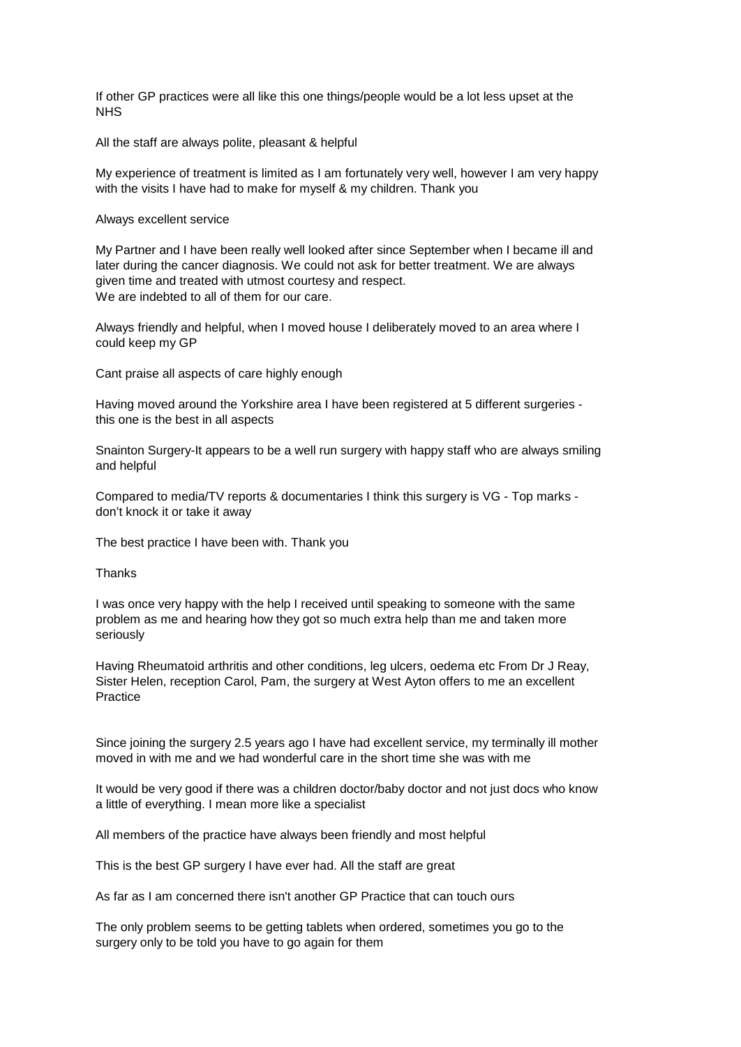If other GP practices were all like this one things/people would be a lot less upset at the NHS

All the staff are always polite, pleasant & helpful

My experience of treatment is limited as I am fortunately very well, however I am very happy with the visits I have had to make for myself & my children. Thank you

Always excellent service

My Partner and I have been really well looked after since September when I became ill and later during the cancer diagnosis. We could not ask for better treatment. We are always given time and treated with utmost courtesy and respect.
We are indebted to all of them for our care.

Always friendly and helpful, when I moved house I deliberately moved to an area where I could keep my GP

Cant praise all aspects of care highly enough

Having moved around the Yorkshire area I have been registered at 5 different surgeries - this one is the best in all aspects

Snainton Surgery-It appears to be a well run surgery with happy staff who are always smiling and helpful

Compared to media/TV reports & documentaries I think this surgery is VG - Top marks - don't knock it or take it away

The best practice I have been with. Thank you

Thanks

I was once very happy with the help I received until speaking to someone with the same problem as me and hearing how they got so much extra help than me and taken more seriously

Having Rheumatoid arthritis and other conditions, leg ulcers, oedema etc From Dr J Reay, Sister Helen, reception Carol, Pam, the surgery at West Ayton offers to me an excellent Practice

Since joining the surgery 2.5 years ago I have had excellent service, my terminally ill mother moved in with me and we had wonderful care in the short time she was with me

It would be very good if there was a children doctor/baby doctor and not just docs who know a little of everything. I mean more like a specialist

All members of the practice have always been friendly and most helpful

This is the best GP surgery I have ever had. All the staff are great

As far as I am concerned there isn't another GP Practice that can touch ours

The only problem seems to be getting tablets when ordered, sometimes you go to the surgery only to be told you have to go again for them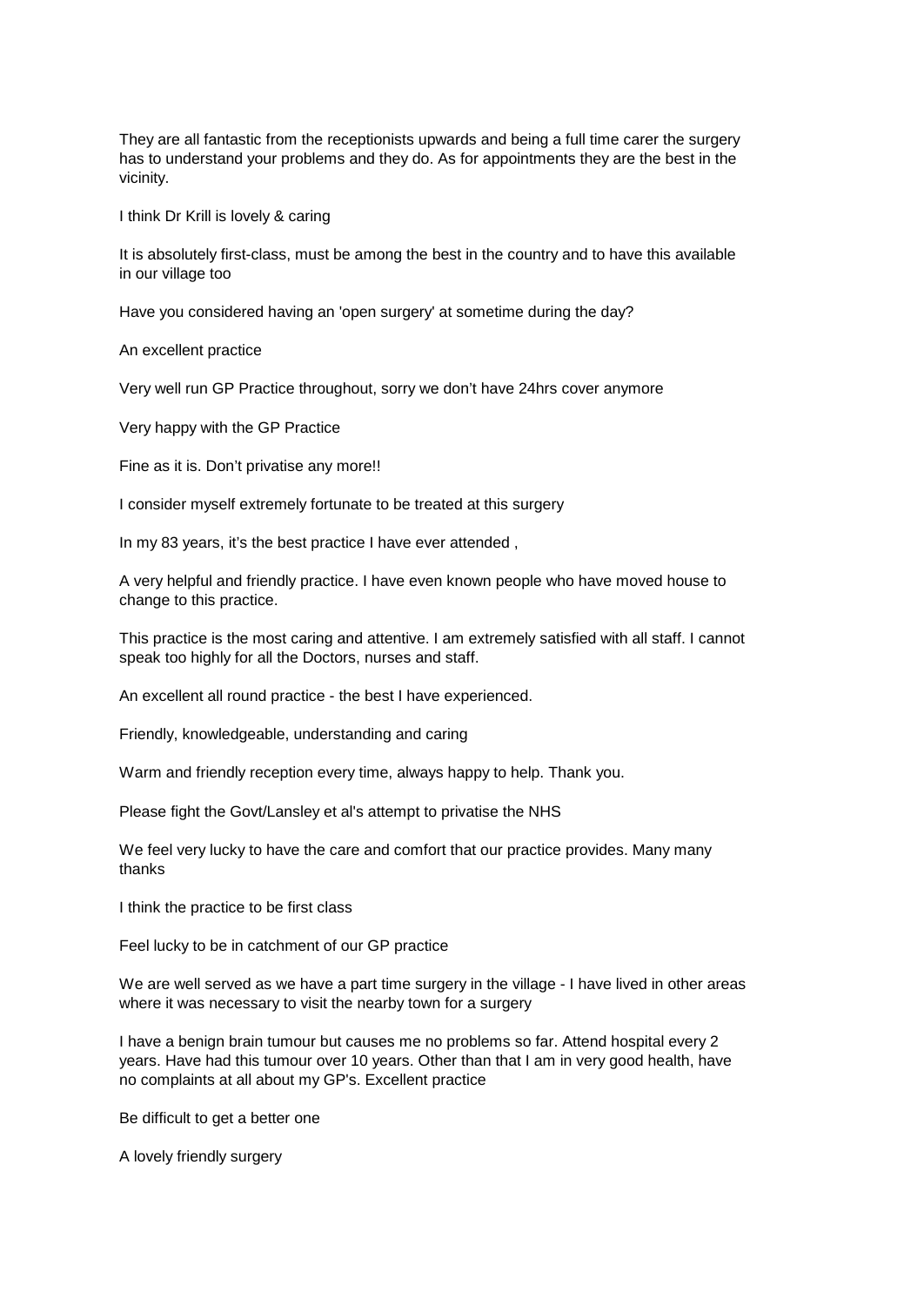They are all fantastic from the receptionists upwards and being a full time carer the surgery has to understand your problems and they do. As for appointments they are the best in the vicinity.

I think Dr Krill is lovely & caring

It is absolutely first-class, must be among the best in the country and to have this available in our village too

Have you considered having an 'open surgery' at sometime during the day?

An excellent practice

Very well run GP Practice throughout, sorry we don't have 24hrs cover anymore

Very happy with the GP Practice

Fine as it is. Don't privatise any more!!

I consider myself extremely fortunate to be treated at this surgery

In my 83 years, it's the best practice I have ever attended ,

A very helpful and friendly practice. I have even known people who have moved house to change to this practice.

This practice is the most caring and attentive. I am extremely satisfied with all staff. I cannot speak too highly for all the Doctors, nurses and staff.

An excellent all round practice - the best I have experienced.

Friendly, knowledgeable, understanding and caring

Warm and friendly reception every time, always happy to help. Thank you.

Please fight the Govt/Lansley et al's attempt to privatise the NHS

We feel very lucky to have the care and comfort that our practice provides. Many many thanks

I think the practice to be first class

Feel lucky to be in catchment of our GP practice

We are well served as we have a part time surgery in the village - I have lived in other areas where it was necessary to visit the nearby town for a surgery

I have a benign brain tumour but causes me no problems so far. Attend hospital every 2 years. Have had this tumour over 10 years. Other than that I am in very good health, have no complaints at all about my GP's. Excellent practice

Be difficult to get a better one

A lovely friendly surgery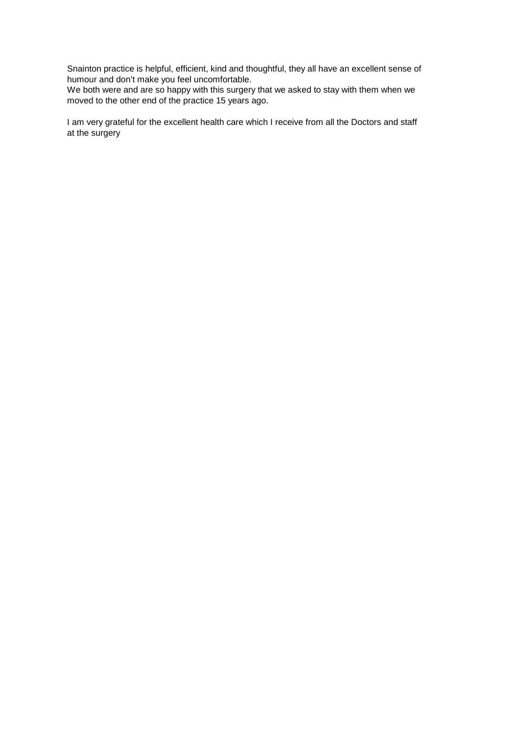Snainton practice is helpful, efficient, kind and thoughtful, they all have an excellent sense of humour and don't make you feel uncomfortable.
We both were and are so happy with this surgery that we asked to stay with them when we moved to the other end of the practice 15 years ago.

I am very grateful for the excellent health care which I receive from all the Doctors and staff at the surgery